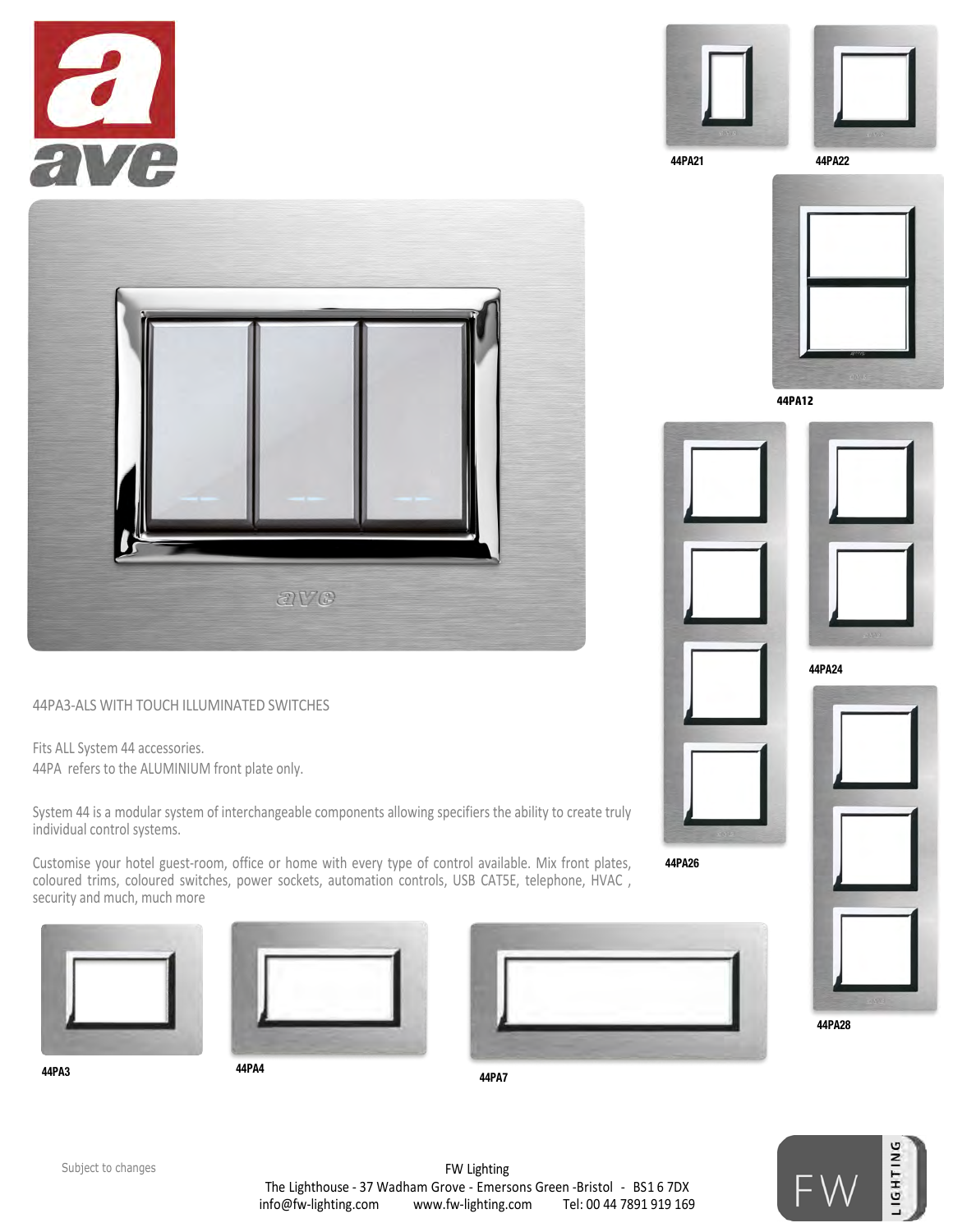44PA21

44PA22

44PA12

44PA24

44PA26

44PA28

44PA3-ALS WITH TOUCH ILLUMINATED SWITCHES

Fits ALL System 44 accessories.
44PA refers to the ALUMINIUM front plate only.

System 44 is a modular system of interchangeable components allowing specifiers the ability to create truly individual control systems.

Customise your hotel guest-room, office or home with every type of control available. Mix front plates, coloured trims, coloured switches, power sockets, automation controls, USB CAT5E, telephone, HVAC , security and much, much more

44PA3

44PA4

44PA7

Subject to changes

FW Lighting
The Lighthouse - 37 Wadham Grove - Emersons Green -Bristol - BS16 7DX
info@fw-lighting.com www.fw-lighting.com Tel: 00 44 7891 919 169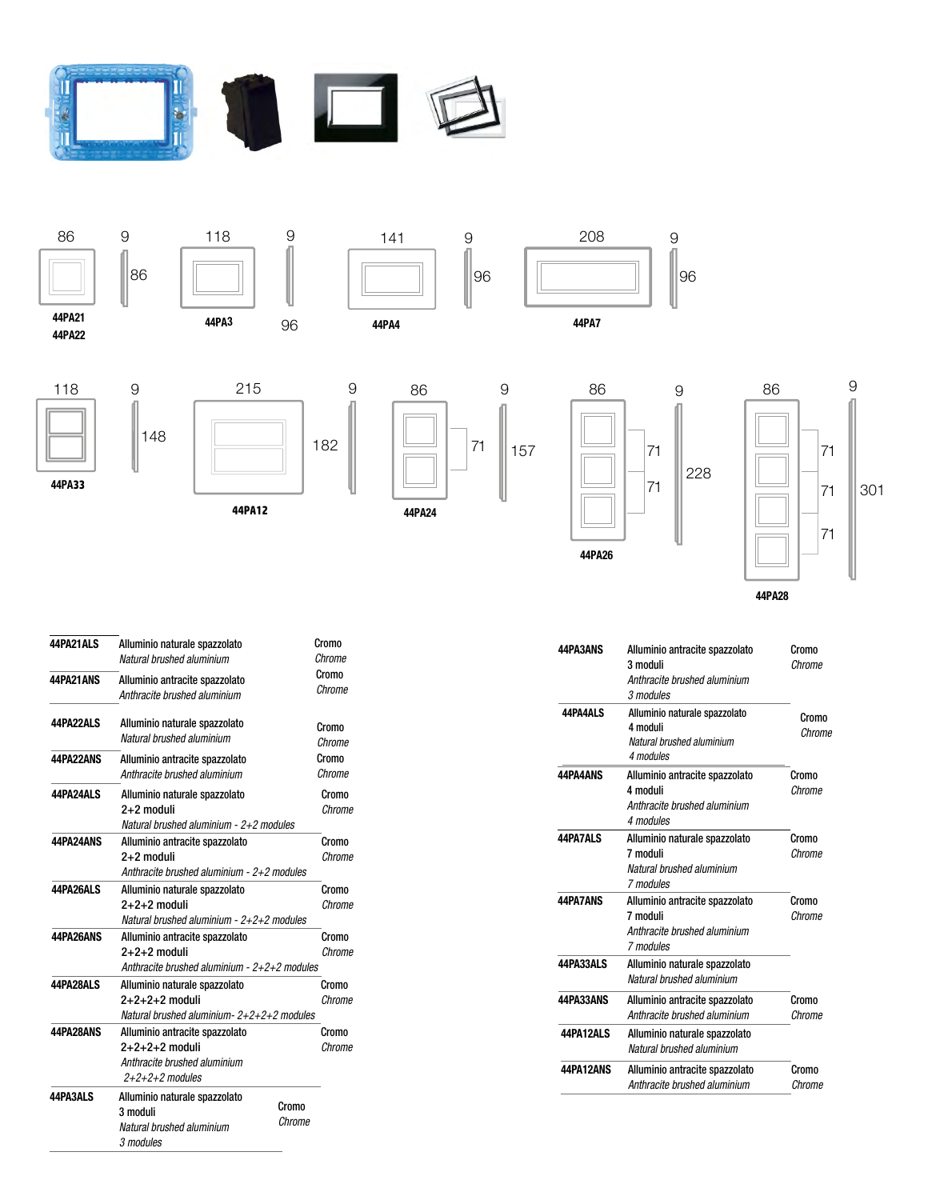86 9 86 44PA21 44PA22

118 9 96 44PA3

141 9 96 44PA4

208 9 96 44PA7

118 9 148 44PA33

215 9 182 44PA12

86 9 71 157 44PA24

86 9 71 71 228 44PA26

86 9 71 71 71 301 44PA28

| | | |
|---|---|---|
| **44PA21ALS** | Alluminio naturale spazzolato<br>*Natural brushed aluminium* | Cromo<br>*Chrome* |
| **44PA21ANS** | Alluminio antracite spazzolato<br>*Anthracite brushed aluminium* | Cromo<br>*Chrome* |
| **44PA22ALS** | Alluminio naturale spazzolato<br>*Natural brushed aluminium* | Cromo<br>*Chrome* |
| **44PA22ANS** | Alluminio antracite spazzolato<br>*Anthracite brushed aluminium* | Cromo<br>*Chrome* |
| **44PA24ALS** | Alluminio naturale spazzolato<br>2+2 moduli<br>*Natural brushed aluminium - 2+2 modules* | Cromo<br>*Chrome* |
| **44PA24ANS** | Alluminio antracite spazzolato<br>2+2 moduli<br>*Anthracite brushed aluminium - 2+2 modules* | Cromo<br>*Chrome* |
| **44PA26ALS** | Alluminio naturale spazzolato<br>2+2+2 moduli<br>*Natural brushed aluminium - 2+2+2 modules* | Cromo<br>*Chrome* |
| **44PA26ANS** | Alluminio antracite spazzolato<br>2+2+2 moduli<br>*Anthracite brushed aluminium - 2+2+2 modules* | Cromo<br>*Chrome* |
| **44PA28ALS** | Alluminio naturale spazzolato<br>2+2+2+2 moduli<br>*Natural brushed aluminium- 2+2+2+2 modules* | Cromo<br>*Chrome* |
| **44PA28ANS** | Alluminio antracite spazzolato<br>2+2+2+2 moduli<br>*Anthracite brushed aluminium*<br>*2+2+2+2 modules* | Cromo<br>*Chrome* |
| **44PA3ALS** | Alluminio naturale spazzolato<br>3 moduli<br>*Natural brushed aluminium*<br>*3 modules* | Cromo<br>*Chrome* |
| **44PA3ANS** | Alluminio antracite spazzolato<br>3 moduli<br>*Anthracite brushed aluminium*<br>*3 modules* | Cromo<br>*Chrome* |
| **44PA4ALS** | Alluminio naturale spazzolato<br>4 moduli<br>*Natural brushed aluminium*<br>*4 modules* | Cromo<br>*Chrome* |
| **44PA4ANS** | Alluminio antracite spazzolato<br>4 moduli<br>*Anthracite brushed aluminium*<br>*4 modules* | Cromo<br>*Chrome* |
| **44PA7ALS** | Alluminio naturale spazzolato<br>7 moduli<br>*Natural brushed aluminium*<br>*7 modules* | Cromo<br>*Chrome* |
| **44PA7ANS** | Alluminio antracite spazzolato<br>7 moduli<br>*Anthracite brushed aluminium*<br>*7 modules* | Cromo<br>*Chrome* |
| **44PA33ALS** | Alluminio naturale spazzolato<br>*Natural brushed aluminium* | |
| **44PA33ANS** | Alluminio antracite spazzolato<br>*Anthracite brushed aluminium* | Cromo<br>*Chrome* |
| **44PA12ALS** | Alluminio naturale spazzolato<br>*Natural brushed aluminium* | |
| **44PA12ANS** | Alluminio antracite spazzolato<br>*Anthracite brushed aluminium* | Cromo<br>*Chrome* |